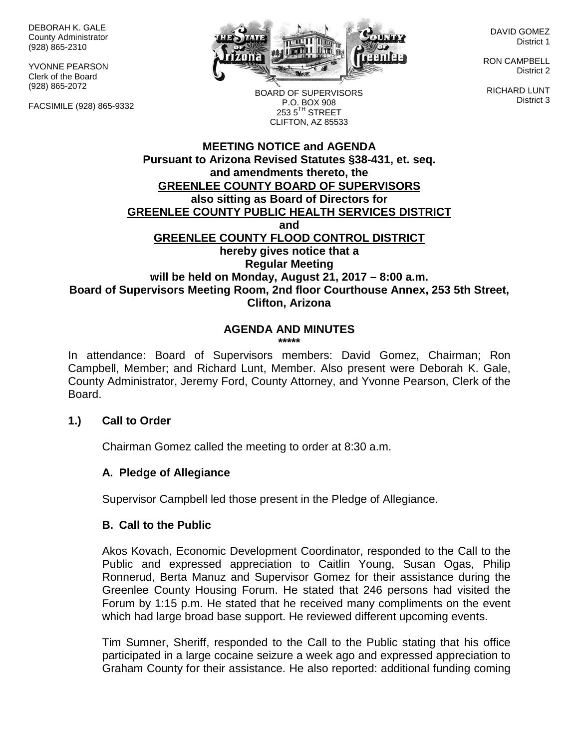DEBORAH K. GALE
County Administrator
(928) 865-2310

YVONNE PEARSON
Clerk of the Board
(928) 865-2072

FACSIMILE (928) 865-9332

BOARD OF SUPERVISORS
P.O. BOX 908
253 5TH STREET
CLIFTON, AZ 85533

DAVID GOMEZ
District 1

RON CAMPBELL
District 2

RICHARD LUNT
District 3

**MEETING NOTICE and AGENDA**
**Pursuant to Arizona Revised Statutes §38-431, et. seq.**
**and amendments thereto, the**
**GREENLEE COUNTY BOARD OF SUPERVISORS**
**also sitting as Board of Directors for**
**GREENLEE COUNTY PUBLIC HEALTH SERVICES DISTRICT**
**and**
**GREENLEE COUNTY FLOOD CONTROL DISTRICT**
**hereby gives notice that a**
**Regular Meeting**
**will be held on Monday, August 21, 2017 – 8:00 a.m.**
**Board of Supervisors Meeting Room, 2nd floor Courthouse Annex, 253 5th Street, Clifton, Arizona**

**AGENDA AND MINUTES**
**\*\*\*\*\***

In attendance: Board of Supervisors members: David Gomez, Chairman; Ron Campbell, Member; and Richard Lunt, Member. Also present were Deborah K. Gale, County Administrator, Jeremy Ford, County Attorney, and Yvonne Pearson, Clerk of the Board.

**1.) Call to Order**

Chairman Gomez called the meeting to order at 8:30 a.m.

**A. Pledge of Allegiance**

Supervisor Campbell led those present in the Pledge of Allegiance.

**B. Call to the Public**

Akos Kovach, Economic Development Coordinator, responded to the Call to the Public and expressed appreciation to Caitlin Young, Susan Ogas, Philip Ronnerud, Berta Manuz and Supervisor Gomez for their assistance during the Greenlee County Housing Forum. He stated that 246 persons had visited the Forum by 1:15 p.m. He stated that he received many compliments on the event which had large broad base support. He reviewed different upcoming events.

Tim Sumner, Sheriff, responded to the Call to the Public stating that his office participated in a large cocaine seizure a week ago and expressed appreciation to Graham County for their assistance. He also reported: additional funding coming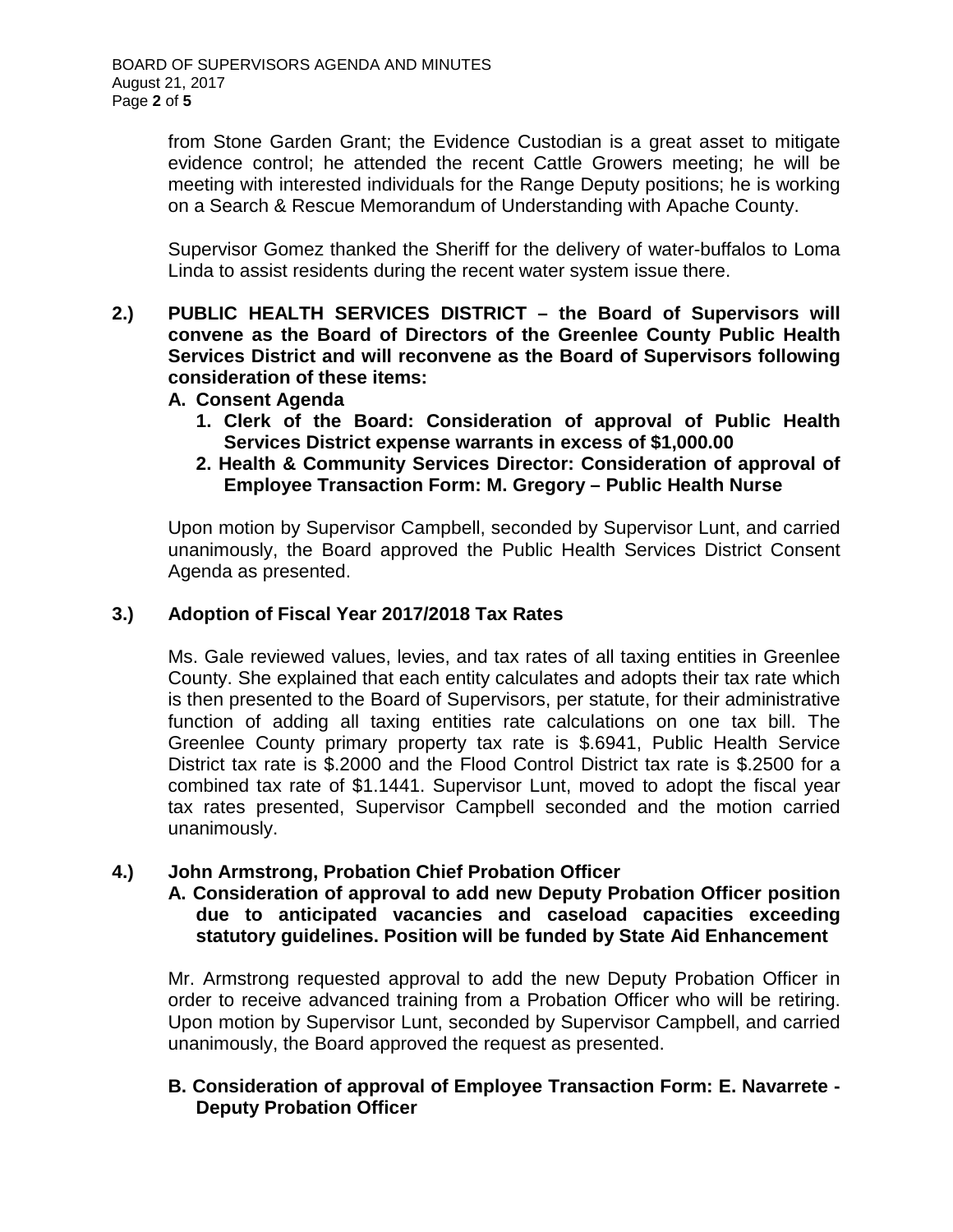from Stone Garden Grant; the Evidence Custodian is a great asset to mitigate evidence control; he attended the recent Cattle Growers meeting; he will be meeting with interested individuals for the Range Deputy positions; he is working on a Search & Rescue Memorandum of Understanding with Apache County.

Supervisor Gomez thanked the Sheriff for the delivery of water-buffalos to Loma Linda to assist residents during the recent water system issue there.

**2.) PUBLIC HEALTH SERVICES DISTRICT – the Board of Supervisors will convene as the Board of Directors of the Greenlee County Public Health Services District and will reconvene as the Board of Supervisors following consideration of these items:**

**A. Consent Agenda**

1. **Clerk of the Board: Consideration of approval of Public Health Services District expense warrants in excess of $1,000.00**
2. **Health & Community Services Director: Consideration of approval of Employee Transaction Form: M. Gregory – Public Health Nurse**

Upon motion by Supervisor Campbell, seconded by Supervisor Lunt, and carried unanimously, the Board approved the Public Health Services District Consent Agenda as presented.

**3.) Adoption of Fiscal Year 2017/2018 Tax Rates**

Ms. Gale reviewed values, levies, and tax rates of all taxing entities in Greenlee County. She explained that each entity calculates and adopts their tax rate which is then presented to the Board of Supervisors, per statute, for their administrative function of adding all taxing entities rate calculations on one tax bill. The Greenlee County primary property tax rate is $.6941, Public Health Service District tax rate is $.2000 and the Flood Control District tax rate is $.2500 for a combined tax rate of $1.1441. Supervisor Lunt, moved to adopt the fiscal year tax rates presented, Supervisor Campbell seconded and the motion carried unanimously.

**4.) John Armstrong, Probation Chief Probation Officer**

**A. Consideration of approval to add new Deputy Probation Officer position due to anticipated vacancies and caseload capacities exceeding statutory guidelines. Position will be funded by State Aid Enhancement**

Mr. Armstrong requested approval to add the new Deputy Probation Officer in order to receive advanced training from a Probation Officer who will be retiring. Upon motion by Supervisor Lunt, seconded by Supervisor Campbell, and carried unanimously, the Board approved the request as presented.

**B. Consideration of approval of Employee Transaction Form: E. Navarrete - Deputy Probation Officer**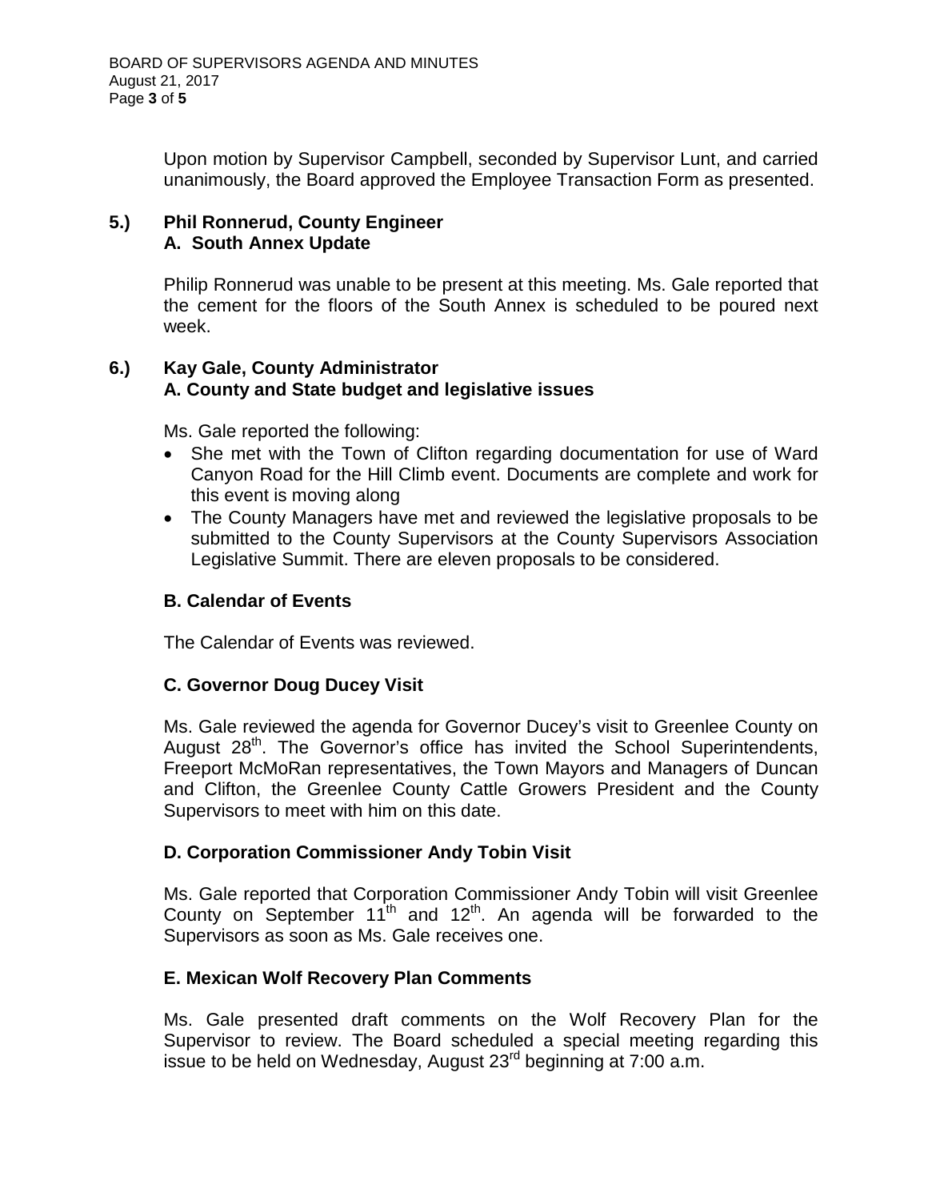Upon motion by Supervisor Campbell, seconded by Supervisor Lunt, and carried unanimously, the Board approved the Employee Transaction Form as presented.

**5.) Phil Ronnerud, County Engineer**
**A. South Annex Update**

Philip Ronnerud was unable to be present at this meeting. Ms. Gale reported that the cement for the floors of the South Annex is scheduled to be poured next week.

**6.) Kay Gale, County Administrator**
**A. County and State budget and legislative issues**

Ms. Gale reported the following:

- She met with the Town of Clifton regarding documentation for use of Ward Canyon Road for the Hill Climb event. Documents are complete and work for this event is moving along
- The County Managers have met and reviewed the legislative proposals to be submitted to the County Supervisors at the County Supervisors Association Legislative Summit. There are eleven proposals to be considered.

**B. Calendar of Events**

The Calendar of Events was reviewed.

**C. Governor Doug Ducey Visit**

Ms. Gale reviewed the agenda for Governor Ducey's visit to Greenlee County on August 28th. The Governor's office has invited the School Superintendents, Freeport McMoRan representatives, the Town Mayors and Managers of Duncan and Clifton, the Greenlee County Cattle Growers President and the County Supervisors to meet with him on this date.

**D. Corporation Commissioner Andy Tobin Visit**

Ms. Gale reported that Corporation Commissioner Andy Tobin will visit Greenlee County on September 11th and 12th. An agenda will be forwarded to the Supervisors as soon as Ms. Gale receives one.

**E. Mexican Wolf Recovery Plan Comments**

Ms. Gale presented draft comments on the Wolf Recovery Plan for the Supervisor to review. The Board scheduled a special meeting regarding this issue to be held on Wednesday, August 23rd beginning at 7:00 a.m.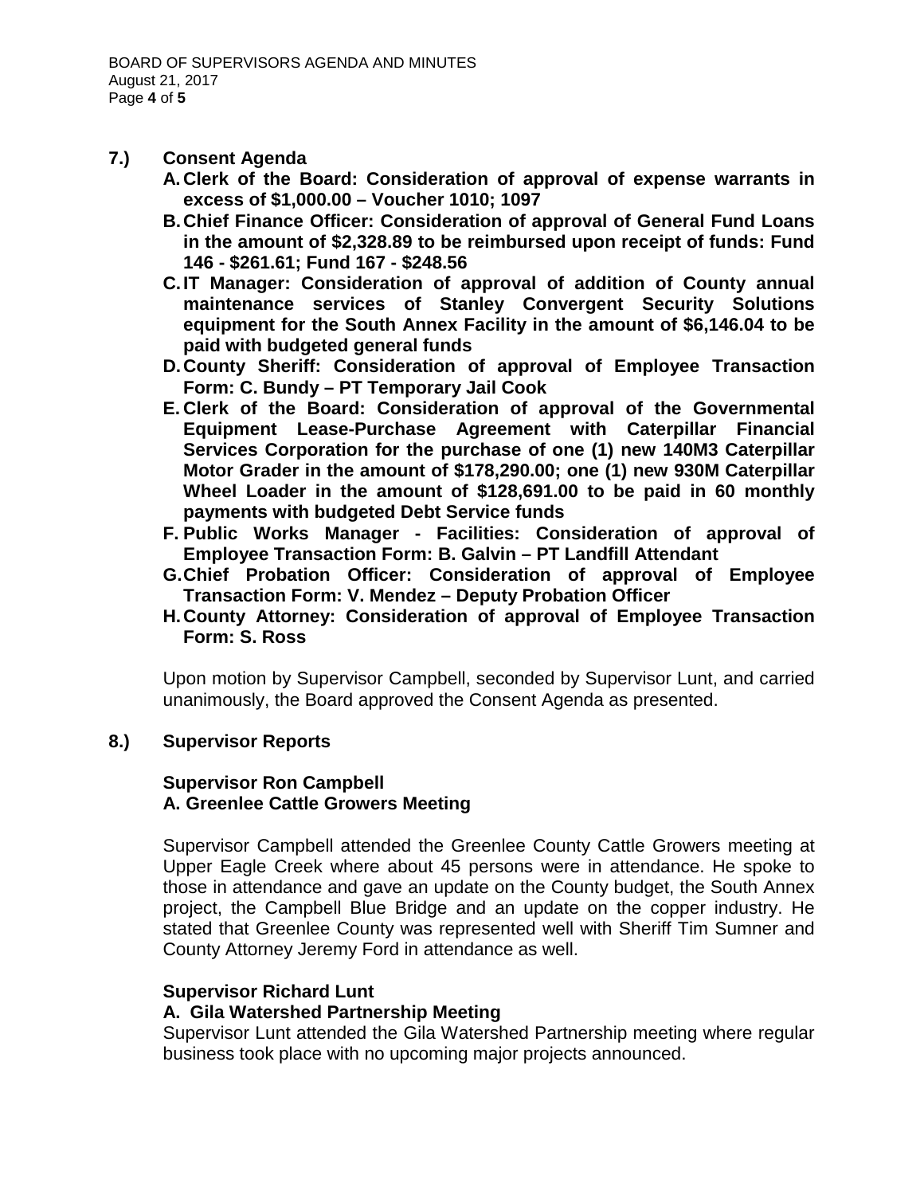## 7.) Consent Agenda

- **A. Clerk of the Board: Consideration of approval of expense warrants in excess of $1,000.00 – Voucher 1010; 1097**
- **B. Chief Finance Officer: Consideration of approval of General Fund Loans in the amount of $2,328.89 to be reimbursed upon receipt of funds: Fund 146 - $261.61; Fund 167 - $248.56**
- **C. IT Manager: Consideration of approval of addition of County annual maintenance services of Stanley Convergent Security Solutions equipment for the South Annex Facility in the amount of $6,146.04 to be paid with budgeted general funds**
- **D. County Sheriff: Consideration of approval of Employee Transaction Form: C. Bundy – PT Temporary Jail Cook**
- **E. Clerk of the Board: Consideration of approval of the Governmental Equipment Lease-Purchase Agreement with Caterpillar Financial Services Corporation for the purchase of one (1) new 140M3 Caterpillar Motor Grader in the amount of $178,290.00; one (1) new 930M Caterpillar Wheel Loader in the amount of $128,691.00 to be paid in 60 monthly payments with budgeted Debt Service funds**
- **F. Public Works Manager - Facilities: Consideration of approval of Employee Transaction Form: B. Galvin – PT Landfill Attendant**
- **G. Chief Probation Officer: Consideration of approval of Employee Transaction Form: V. Mendez – Deputy Probation Officer**
- **H. County Attorney: Consideration of approval of Employee Transaction Form: S. Ross**

Upon motion by Supervisor Campbell, seconded by Supervisor Lunt, and carried unanimously, the Board approved the Consent Agenda as presented.

## 8.) Supervisor Reports

### Supervisor Ron Campbell
### A. Greenlee Cattle Growers Meeting

Supervisor Campbell attended the Greenlee County Cattle Growers meeting at Upper Eagle Creek where about 45 persons were in attendance. He spoke to those in attendance and gave an update on the County budget, the South Annex project, the Campbell Blue Bridge and an update on the copper industry. He stated that Greenlee County was represented well with Sheriff Tim Sumner and County Attorney Jeremy Ford in attendance as well.

### Supervisor Richard Lunt
### A. Gila Watershed Partnership Meeting

Supervisor Lunt attended the Gila Watershed Partnership meeting where regular business took place with no upcoming major projects announced.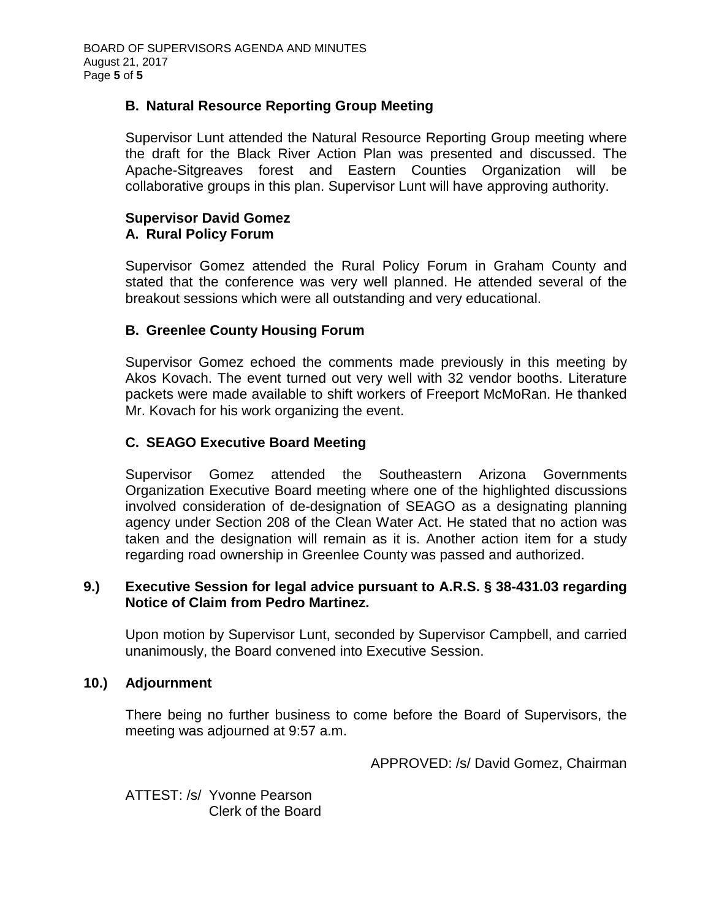### B. Natural Resource Reporting Group Meeting

Supervisor Lunt attended the Natural Resource Reporting Group meeting where the draft for the Black River Action Plan was presented and discussed. The Apache-Sitgreaves forest and Eastern Counties Organization will be collaborative groups in this plan. Supervisor Lunt will have approving authority.

**Supervisor David Gomez**

### A. Rural Policy Forum

Supervisor Gomez attended the Rural Policy Forum in Graham County and stated that the conference was very well planned. He attended several of the breakout sessions which were all outstanding and very educational.

### B. Greenlee County Housing Forum

Supervisor Gomez echoed the comments made previously in this meeting by Akos Kovach. The event turned out very well with 32 vendor booths. Literature packets were made available to shift workers of Freeport McMoRan. He thanked Mr. Kovach for his work organizing the event.

### C. SEAGO Executive Board Meeting

Supervisor Gomez attended the Southeastern Arizona Governments Organization Executive Board meeting where one of the highlighted discussions involved consideration of de-designation of SEAGO as a designating planning agency under Section 208 of the Clean Water Act. He stated that no action was taken and the designation will remain as it is. Another action item for a study regarding road ownership in Greenlee County was passed and authorized.

## 9.) Executive Session for legal advice pursuant to A.R.S. § 38-431.03 regarding Notice of Claim from Pedro Martinez.

Upon motion by Supervisor Lunt, seconded by Supervisor Campbell, and carried unanimously, the Board convened into Executive Session.

## 10.) Adjournment

There being no further business to come before the Board of Supervisors, the meeting was adjourned at 9:57 a.m.

APPROVED: /s/ David Gomez, Chairman

ATTEST: /s/ Yvonne Pearson
Clerk of the Board